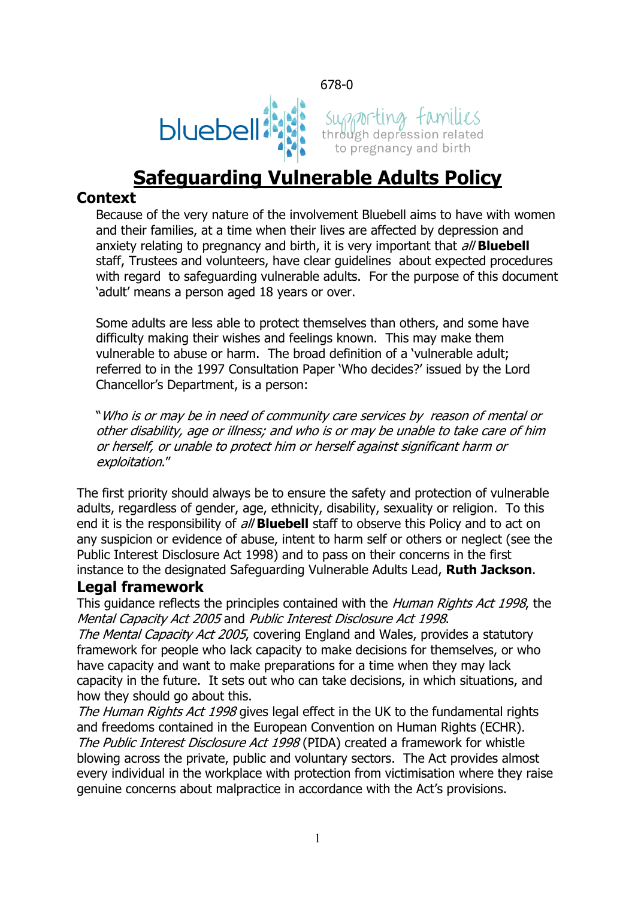678-0

bluebell supporting families through depression related to pregnancy and birth

# Safeguarding Vulnerable Adults Policy

## Context

Because of the very nature of the involvement Bluebell aims to have with women and their families, at a time when their lives are affected by depression and anxiety relating to pregnancy and birth, it is very important that *all* **Bluebell** staff, Trustees and volunteers, have clear guidelines about expected procedures with regard to safeguarding vulnerable adults. For the purpose of this document 'adult' means a person aged 18 years or over.

Some adults are less able to protect themselves than others, and some have difficulty making their wishes and feelings known. This may make them vulnerable to abuse or harm. The broad definition of a 'vulnerable adult; referred to in the 1997 Consultation Paper 'Who decides?' issued by the Lord Chancellor's Department, is a person:

"*Who is or may be in need of community care services by reason of mental or other disability, age or illness; and who is or may be unable to take care of him or herself, or unable to protect him or herself against significant harm or exploitation*."

The first priority should always be to ensure the safety and protection of vulnerable adults, regardless of gender, age, ethnicity, disability, sexuality or religion. To this end it is the responsibility of *all* **Bluebell** staff to observe this Policy and to act on any suspicion or evidence of abuse, intent to harm self or others or neglect (see the Public Interest Disclosure Act 1998) and to pass on their concerns in the first instance to the designated Safeguarding Vulnerable Adults Lead, **Ruth Jackson**.

## Legal framework

This guidance reflects the principles contained with the *Human Rights Act 1998*, the *Mental Capacity Act 2005* and *Public Interest Disclosure Act 1998*.

*The Mental Capacity Act 2005*, covering England and Wales, provides a statutory framework for people who lack capacity to make decisions for themselves, or who have capacity and want to make preparations for a time when they may lack capacity in the future. It sets out who can take decisions, in which situations, and how they should go about this.

*The Human Rights Act 1998* gives legal effect in the UK to the fundamental rights and freedoms contained in the European Convention on Human Rights (ECHR).

*The Public Interest Disclosure Act 1998* (PIDA) created a framework for whistle blowing across the private, public and voluntary sectors. The Act provides almost every individual in the workplace with protection from victimisation where they raise genuine concerns about malpractice in accordance with the Act's provisions.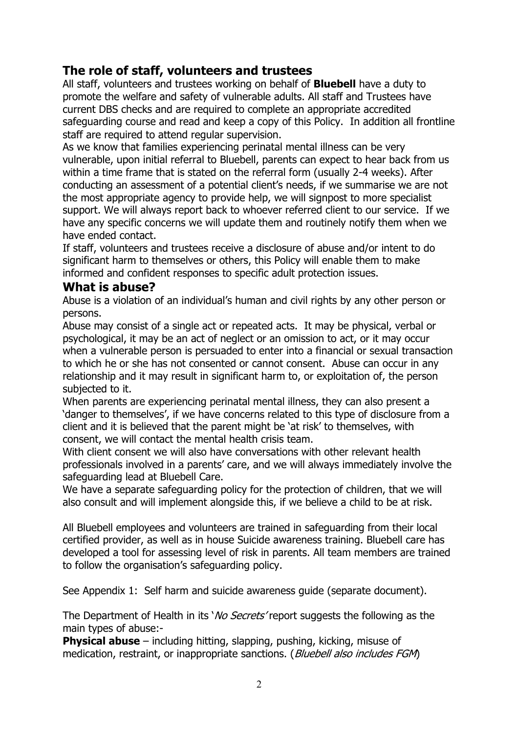## The role of staff, volunteers and trustees

All staff, volunteers and trustees working on behalf of **Bluebell** have a duty to promote the welfare and safety of vulnerable adults. All staff and Trustees have current DBS checks and are required to complete an appropriate accredited safeguarding course and read and keep a copy of this Policy. In addition all frontline staff are required to attend regular supervision.

As we know that families experiencing perinatal mental illness can be very vulnerable, upon initial referral to Bluebell, parents can expect to hear back from us within a time frame that is stated on the referral form (usually 2-4 weeks). After conducting an assessment of a potential client's needs, if we summarise we are not the most appropriate agency to provide help, we will signpost to more specialist support. We will always report back to whoever referred client to our service. If we have any specific concerns we will update them and routinely notify them when we have ended contact.

If staff, volunteers and trustees receive a disclosure of abuse and/or intent to do significant harm to themselves or others, this Policy will enable them to make informed and confident responses to specific adult protection issues.

## What is abuse?

Abuse is a violation of an individual's human and civil rights by any other person or persons.

Abuse may consist of a single act or repeated acts. It may be physical, verbal or psychological, it may be an act of neglect or an omission to act, or it may occur when a vulnerable person is persuaded to enter into a financial or sexual transaction to which he or she has not consented or cannot consent. Abuse can occur in any relationship and it may result in significant harm to, or exploitation of, the person subjected to it.

When parents are experiencing perinatal mental illness, they can also present a 'danger to themselves', if we have concerns related to this type of disclosure from a client and it is believed that the parent might be 'at risk' to themselves, with consent, we will contact the mental health crisis team.

With client consent we will also have conversations with other relevant health professionals involved in a parents' care, and we will always immediately involve the safeguarding lead at Bluebell Care.

We have a separate safeguarding policy for the protection of children, that we will also consult and will implement alongside this, if we believe a child to be at risk.

All Bluebell employees and volunteers are trained in safeguarding from their local certified provider, as well as in house Suicide awareness training. Bluebell care has developed a tool for assessing level of risk in parents. All team members are trained to follow the organisation's safeguarding policy.

See Appendix 1: Self harm and suicide awareness guide (separate document).

The Department of Health in its '*No Secrets'* report suggests the following as the main types of abuse:-

**Physical abuse** – including hitting, slapping, pushing, kicking, misuse of medication, restraint, or inappropriate sanctions. (*Bluebell also includes FGM*)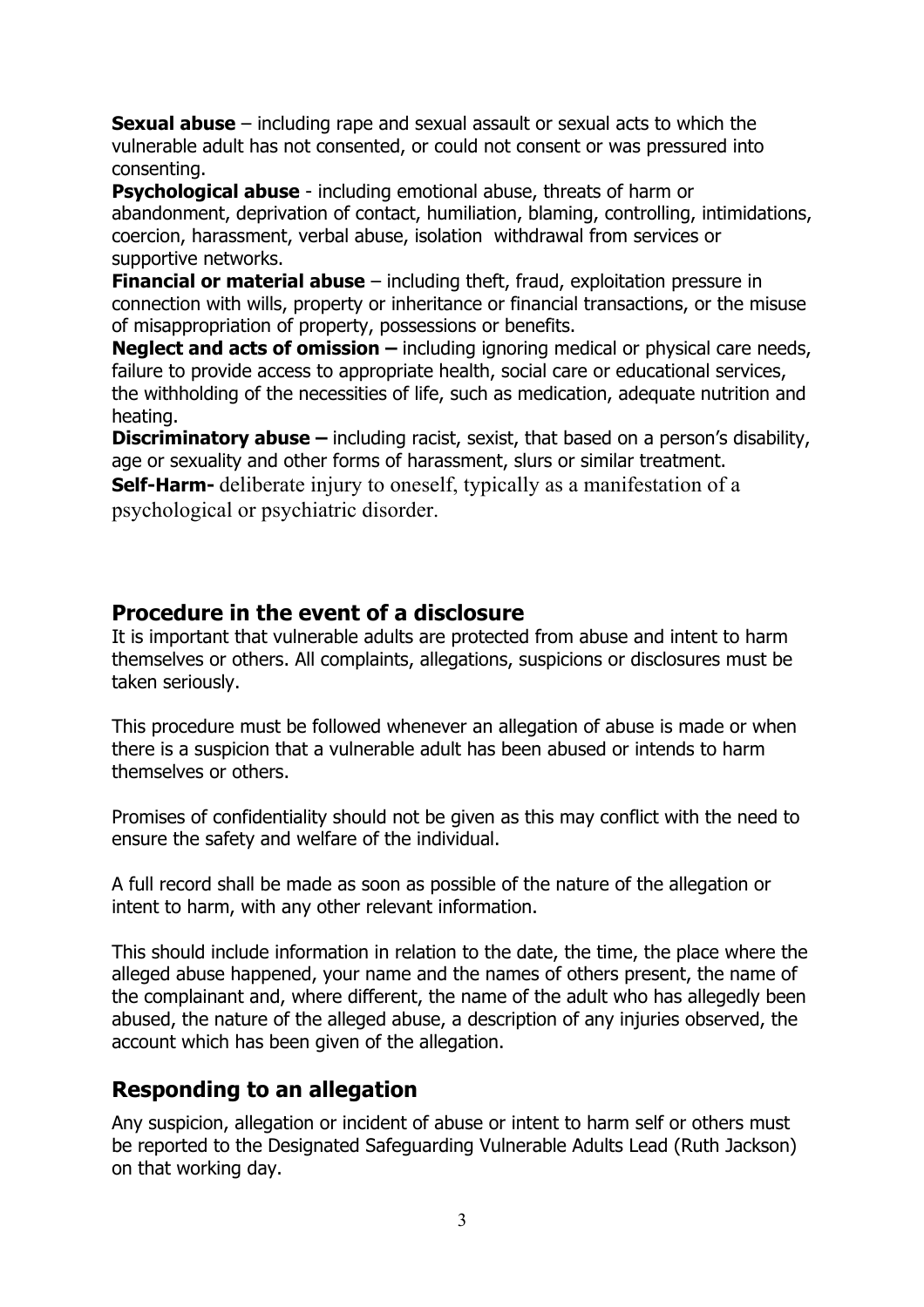**Sexual abuse** – including rape and sexual assault or sexual acts to which the vulnerable adult has not consented, or could not consent or was pressured into consenting.
**Psychological abuse** - including emotional abuse, threats of harm or abandonment, deprivation of contact, humiliation, blaming, controlling, intimidations, coercion, harassment, verbal abuse, isolation withdrawal from services or supportive networks.
**Financial or material abuse** – including theft, fraud, exploitation pressure in connection with wills, property or inheritance or financial transactions, or the misuse of misappropriation of property, possessions or benefits.
**Neglect and acts of omission –** including ignoring medical or physical care needs, failure to provide access to appropriate health, social care or educational services, the withholding of the necessities of life, such as medication, adequate nutrition and heating.
**Discriminatory abuse –** including racist, sexist, that based on a person's disability, age or sexuality and other forms of harassment, slurs or similar treatment.
**Self-Harm-** deliberate injury to oneself, typically as a manifestation of a psychological or psychiatric disorder.

## Procedure in the event of a disclosure

It is important that vulnerable adults are protected from abuse and intent to harm themselves or others. All complaints, allegations, suspicions or disclosures must be taken seriously.

This procedure must be followed whenever an allegation of abuse is made or when there is a suspicion that a vulnerable adult has been abused or intends to harm themselves or others.

Promises of confidentiality should not be given as this may conflict with the need to ensure the safety and welfare of the individual.

A full record shall be made as soon as possible of the nature of the allegation or intent to harm, with any other relevant information.

This should include information in relation to the date, the time, the place where the alleged abuse happened, your name and the names of others present, the name of the complainant and, where different, the name of the adult who has allegedly been abused, the nature of the alleged abuse, a description of any injuries observed, the account which has been given of the allegation.

## Responding to an allegation

Any suspicion, allegation or incident of abuse or intent to harm self or others must be reported to the Designated Safeguarding Vulnerable Adults Lead (Ruth Jackson) on that working day.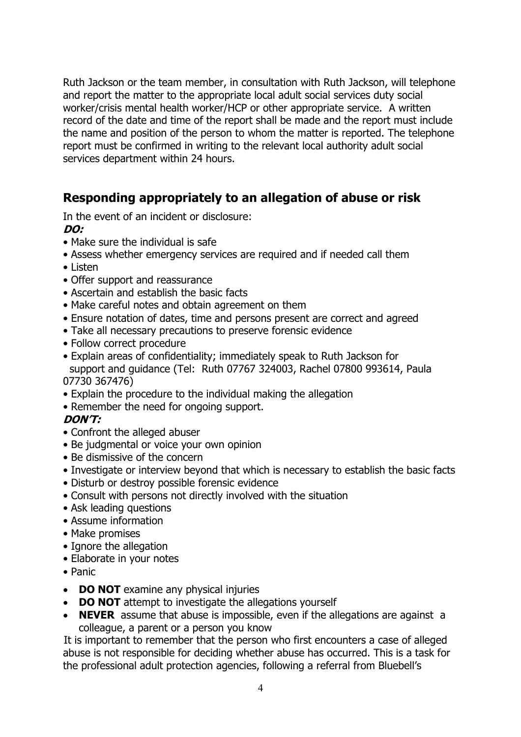Ruth Jackson or the team member, in consultation with Ruth Jackson, will telephone and report the matter to the appropriate local adult social services duty social worker/crisis mental health worker/HCP or other appropriate service. A written record of the date and time of the report shall be made and the report must include the name and position of the person to whom the matter is reported. The telephone report must be confirmed in writing to the relevant local authority adult social services department within 24 hours.

## Responding appropriately to an allegation of abuse or risk

In the event of an incident or disclosure:

***DO:***

- Make sure the individual is safe
- Assess whether emergency services are required and if needed call them
- Listen
- Offer support and reassurance
- Ascertain and establish the basic facts
- Make careful notes and obtain agreement on them
- Ensure notation of dates, time and persons present are correct and agreed
- Take all necessary precautions to preserve forensic evidence
- Follow correct procedure
- Explain areas of confidentiality; immediately speak to Ruth Jackson for support and guidance (Tel: Ruth 07767 324003, Rachel 07800 993614, Paula 07730 367476)
- Explain the procedure to the individual making the allegation
- Remember the need for ongoing support.

***DON'T:***

- Confront the alleged abuser
- Be judgmental or voice your own opinion
- Be dismissive of the concern
- Investigate or interview beyond that which is necessary to establish the basic facts
- Disturb or destroy possible forensic evidence
- Consult with persons not directly involved with the situation
- Ask leading questions
- Assume information
- Make promises
- Ignore the allegation
- Elaborate in your notes
- Panic

- **DO NOT** examine any physical injuries
- **DO NOT** attempt to investigate the allegations yourself
- **NEVER** assume that abuse is impossible, even if the allegations are against a colleague, a parent or a person you know

It is important to remember that the person who first encounters a case of alleged abuse is not responsible for deciding whether abuse has occurred. This is a task for the professional adult protection agencies, following a referral from Bluebell's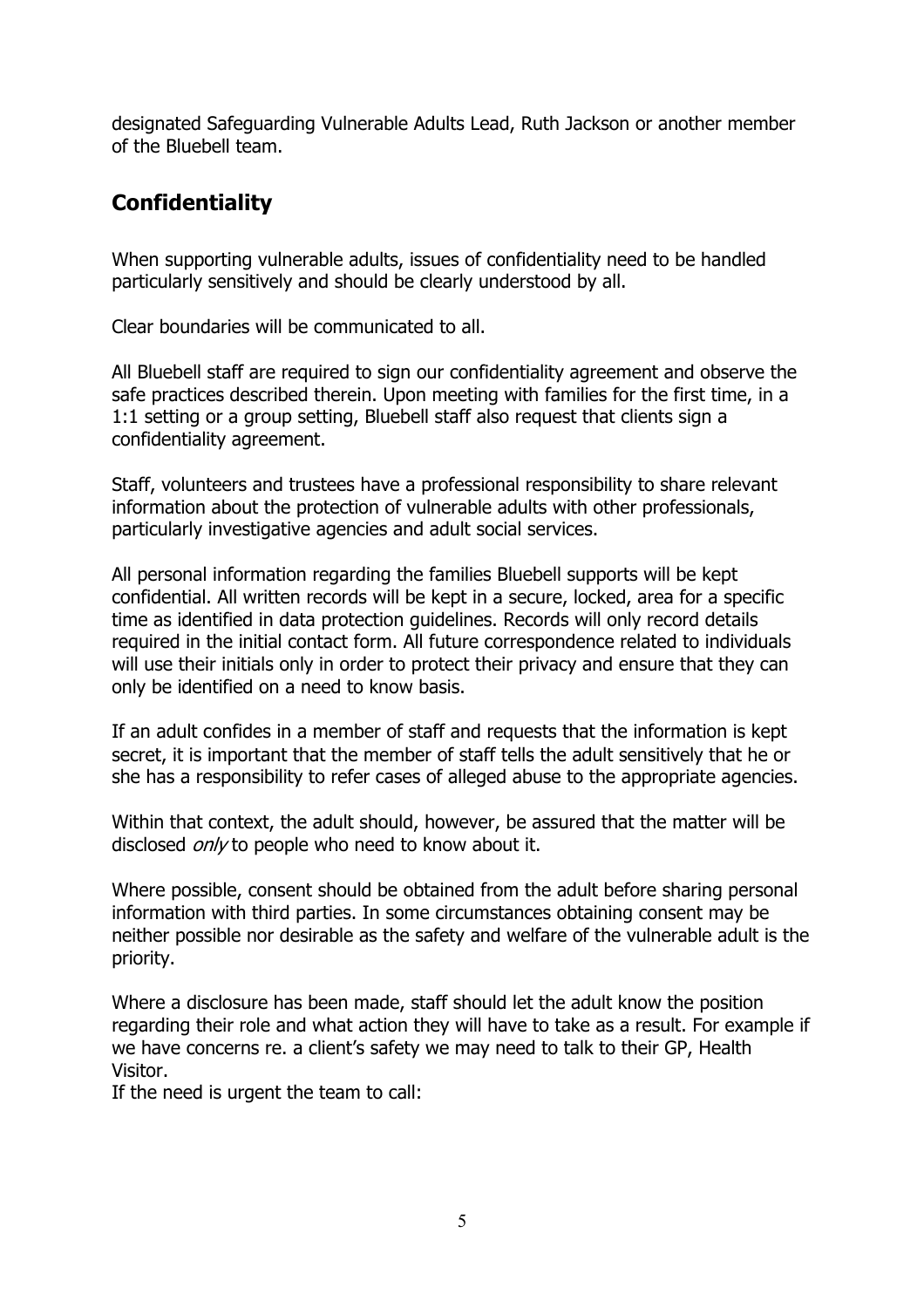designated Safeguarding Vulnerable Adults Lead, Ruth Jackson or another member of the Bluebell team.

## Confidentiality

When supporting vulnerable adults, issues of confidentiality need to be handled particularly sensitively and should be clearly understood by all.

Clear boundaries will be communicated to all.

All Bluebell staff are required to sign our confidentiality agreement and observe the safe practices described therein. Upon meeting with families for the first time, in a 1:1 setting or a group setting, Bluebell staff also request that clients sign a confidentiality agreement.

Staff, volunteers and trustees have a professional responsibility to share relevant information about the protection of vulnerable adults with other professionals, particularly investigative agencies and adult social services.

All personal information regarding the families Bluebell supports will be kept confidential. All written records will be kept in a secure, locked, area for a specific time as identified in data protection guidelines. Records will only record details required in the initial contact form. All future correspondence related to individuals will use their initials only in order to protect their privacy and ensure that they can only be identified on a need to know basis.

If an adult confides in a member of staff and requests that the information is kept secret, it is important that the member of staff tells the adult sensitively that he or she has a responsibility to refer cases of alleged abuse to the appropriate agencies.

Within that context, the adult should, however, be assured that the matter will be disclosed *only* to people who need to know about it.

Where possible, consent should be obtained from the adult before sharing personal information with third parties. In some circumstances obtaining consent may be neither possible nor desirable as the safety and welfare of the vulnerable adult is the priority.

Where a disclosure has been made, staff should let the adult know the position regarding their role and what action they will have to take as a result. For example if we have concerns re. a client's safety we may need to talk to their GP, Health Visitor.
If the need is urgent the team to call: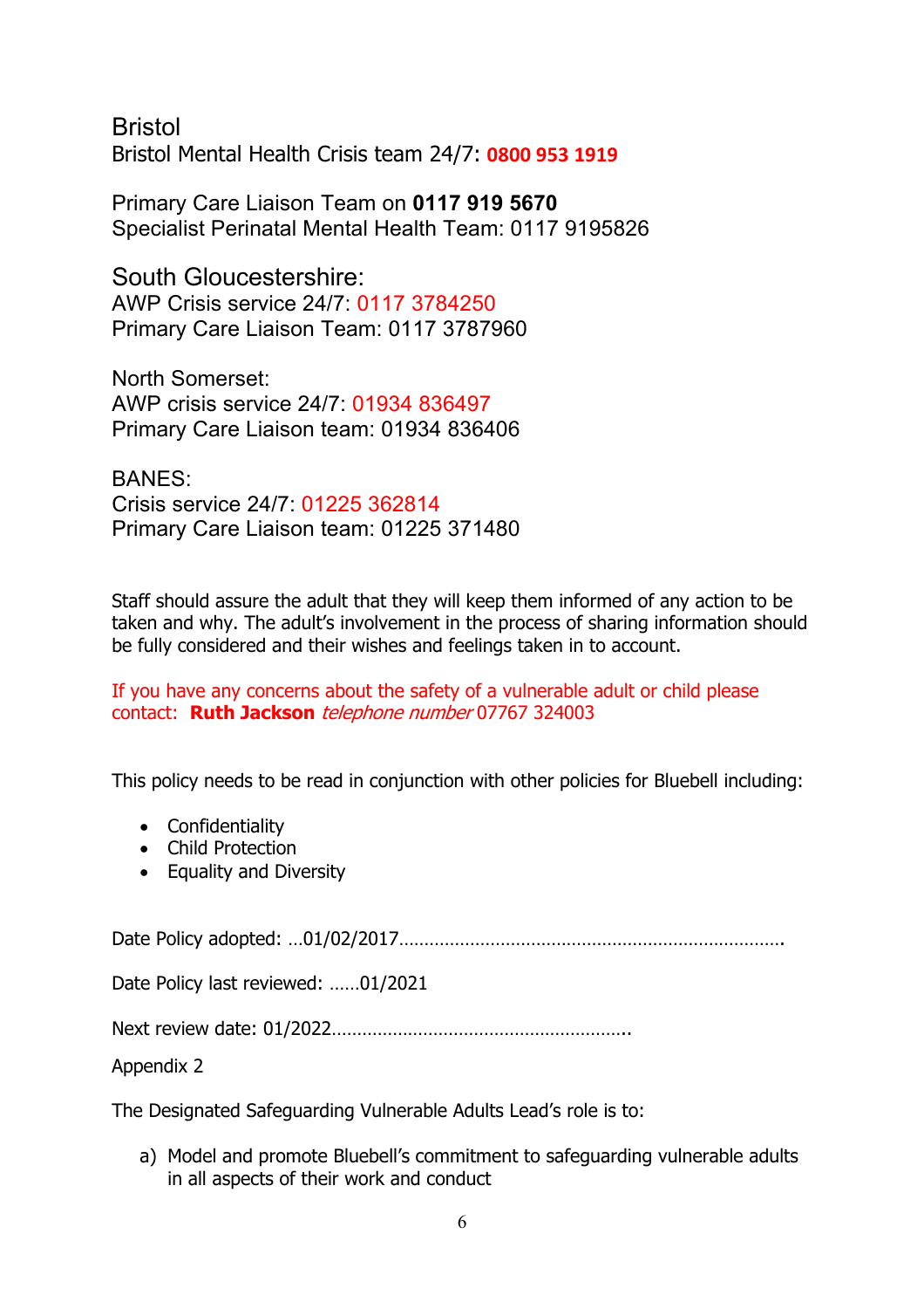Bristol
Bristol Mental Health Crisis team 24/7: **0800 953 1919**

Primary Care Liaison Team on **0117 919 5670**
Specialist Perinatal Mental Health Team: 0117 9195826

South Gloucestershire:
AWP Crisis service 24/7: 0117 3784250
Primary Care Liaison Team: 0117 3787960

North Somerset:
AWP crisis service 24/7: 01934 836497
Primary Care Liaison team: 01934 836406

BANES:
Crisis service 24/7: 01225 362814
Primary Care Liaison team: 01225 371480

Staff should assure the adult that they will keep them informed of any action to be taken and why. The adult's involvement in the process of sharing information should be fully considered and their wishes and feelings taken in to account.

If you have any concerns about the safety of a vulnerable adult or child please contact: **Ruth Jackson** *telephone number* 07767 324003

This policy needs to be read in conjunction with other policies for Bluebell including:

- Confidentiality
- Child Protection
- Equality and Diversity

Date Policy adopted: …01/02/2017…………………………………………………………………

Date Policy last reviewed: ……01/2021

Next review date: 01/2022…………………………………………………..

Appendix 2

The Designated Safeguarding Vulnerable Adults Lead's role is to:

a) Model and promote Bluebell's commitment to safeguarding vulnerable adults in all aspects of their work and conduct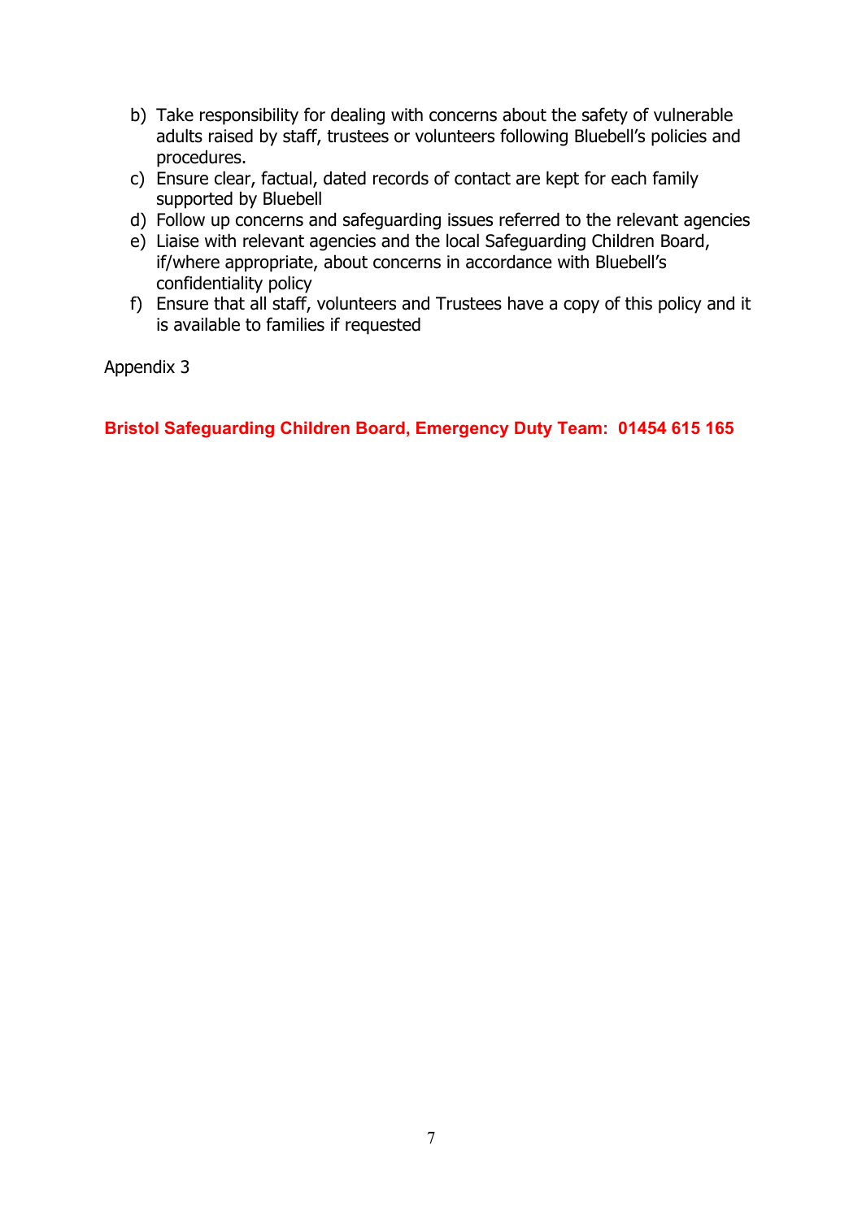b) Take responsibility for dealing with concerns about the safety of vulnerable adults raised by staff, trustees or volunteers following Bluebell's policies and procedures.
c) Ensure clear, factual, dated records of contact are kept for each family supported by Bluebell
d) Follow up concerns and safeguarding issues referred to the relevant agencies
e) Liaise with relevant agencies and the local Safeguarding Children Board, if/where appropriate, about concerns in accordance with Bluebell's confidentiality policy
f) Ensure that all staff, volunteers and Trustees have a copy of this policy and it is available to families if requested

Appendix 3

**Bristol Safeguarding Children Board, Emergency Duty Team: 01454 615 165**